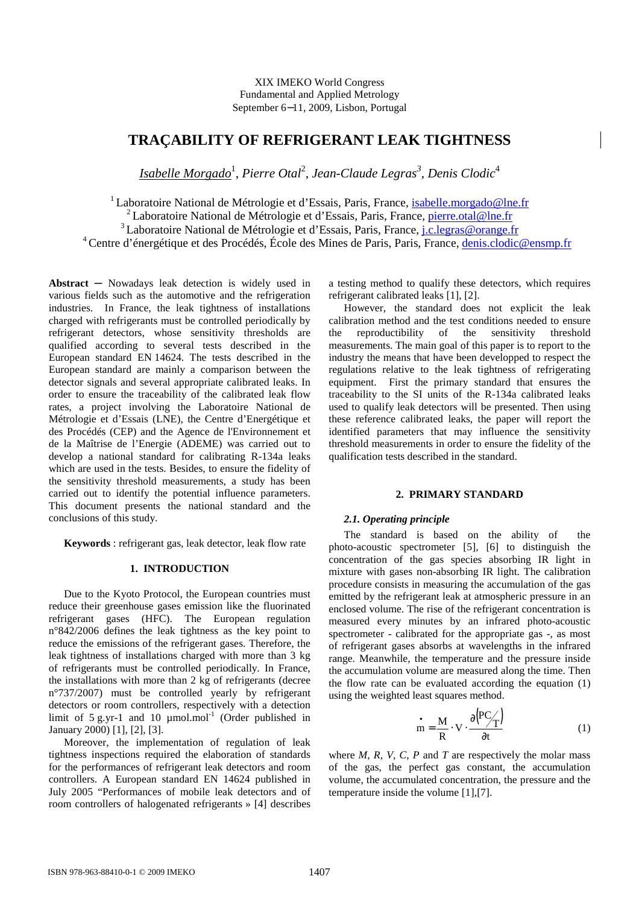XIX IMEKO World Congress
Fundamental and Applied Metrology
September 6−11, 2009, Lisbon, Portugal

# TRAÇABILITY OF REFRIGERANT LEAK TIGHTNESS

*Isabelle Morgado*[1], *Pierre Otal*[2], *Jean-Claude Legras*[3], *Denis Clodic*[4]

[1] Laboratoire National de Métrologie et d'Essais, Paris, France, isabelle.morgado@lne.fr
[2] Laboratoire National de Métrologie et d'Essais, Paris, France, pierre.otal@lne.fr
[3] Laboratoire National de Métrologie et d'Essais, Paris, France, j.c.legras@orange.fr
[4] Centre d'énergétique et des Procédés, École des Mines de Paris, Paris, France, denis.clodic@ensmp.fr

**Abstract** − Nowadays leak detection is widely used in various fields such as the automotive and the refrigeration industries. In France, the leak tightness of installations charged with refrigerants must be controlled periodically by refrigerant detectors, whose sensitivity thresholds are qualified according to several tests described in the European standard EN 14624. The tests described in the European standard are mainly a comparison between the detector signals and several appropriate calibrated leaks. In order to ensure the traceability of the calibrated leak flow rates, a project involving the Laboratoire National de Métrologie et d'Essais (LNE), the Centre d'Energétique et des Procédés (CEP) and the Agence de l'Environnement et de la Maîtrise de l'Energie (ADEME) was carried out to develop a national standard for calibrating R-134a leaks which are used in the tests. Besides, to ensure the fidelity of the sensitivity threshold measurements, a study has been carried out to identify the potential influence parameters. This document presents the national standard and the conclusions of this study.

**Keywords** : refrigerant gas, leak detector, leak flow rate

## 1. INTRODUCTION

Due to the Kyoto Protocol, the European countries must reduce their greenhouse gases emission like the fluorinated refrigerant gases (HFC). The European regulation n°842/2006 defines the leak tightness as the key point to reduce the emissions of the refrigerant gases. Therefore, the leak tightness of installations charged with more than 3 kg of refrigerants must be controlled periodically. In France, the installations with more than 2 kg of refrigerants (decree n°737/2007) must be controlled yearly by refrigerant detectors or room controllers, respectively with a detection limit of 5 g.yr-1 and 10 µmol.mol$^{-1}$ (Order published in January 2000) [1], [2], [3].

Moreover, the implementation of regulation of leak tightness inspections required the elaboration of standards for the performances of refrigerant leak detectors and room controllers. A European standard EN 14624 published in July 2005 "Performances of mobile leak detectors and of room controllers of halogenated refrigerants » [4] describes a testing method to qualify these detectors, which requires refrigerant calibrated leaks [1], [2].

However, the standard does not explicit the leak calibration method and the test conditions needed to ensure the reproductibility of the sensitivity threshold measurements. The main goal of this paper is to report to the industry the means that have been developped to respect the regulations relative to the leak tightness of refrigerating equipment. First the primary standard that ensures the traceability to the SI units of the R-134a calibrated leaks used to qualify leak detectors will be presented. Then using these reference calibrated leaks, the paper will report the identified parameters that may influence the sensitivity threshold measurements in order to ensure the fidelity of the qualification tests described in the standard.

## 2. PRIMARY STANDARD

### *2.1. Operating principle*

The standard is based on the ability of the photo-acoustic spectrometer [5], [6] to distinguish the concentration of the gas species absorbing IR light in mixture with gases non-absorbing IR light. The calibration procedure consists in measuring the accumulation of the gas emitted by the refrigerant leak at atmospheric pressure in an enclosed volume. The rise of the refrigerant concentration is measured every minutes by an infrared photo-acoustic spectrometer - calibrated for the appropriate gas -, as most of refrigerant gases absorbs at wavelengths in the infrared range. Meanwhile, the temperature and the pressure inside the accumulation volume are measured along the time. Then the flow rate can be evaluated according the equation (1) using the weighted least squares method.

$$\dot{m} = \frac{M}{R} \cdot V \cdot \frac{\partial \left( PC/T \right)}{\partial t} \tag{1}$$

where *M, R, V, C, P* and *T* are respectively the molar mass of the gas, the perfect gas constant, the accumulation volume, the accumulated concentration, the pressure and the temperature inside the volume [1],[7].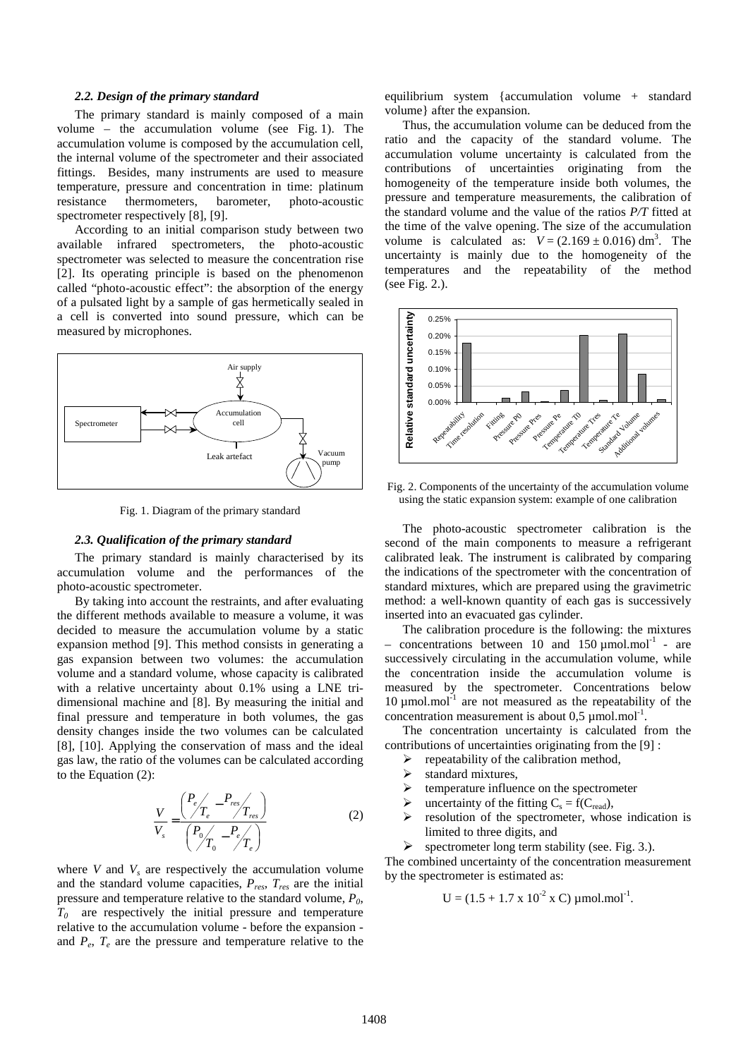### 2.2. Design of the primary standard

The primary standard is mainly composed of a main volume – the accumulation volume (see Fig. 1). The accumulation volume is composed by the accumulation cell, the internal volume of the spectrometer and their associated fittings. Besides, many instruments are used to measure temperature, pressure and concentration in time: platinum resistance thermometers, barometer, photo-acoustic spectrometer respectively [8], [9].

According to an initial comparison study between two available infrared spectrometers, the photo-acoustic spectrometer was selected to measure the concentration rise [2]. Its operating principle is based on the phenomenon called "photo-acoustic effect": the absorption of the energy of a pulsated light by a sample of gas hermetically sealed in a cell is converted into sound pressure, which can be measured by microphones.

Fig. 1. Diagram of the primary standard

### 2.3. Qualification of the primary standard

The primary standard is mainly characterised by its accumulation volume and the performances of the photo-acoustic spectrometer.

By taking into account the restraints, and after evaluating the different methods available to measure a volume, it was decided to measure the accumulation volume by a static expansion method [9]. This method consists in generating a gas expansion between two volumes: the accumulation volume and a standard volume, whose capacity is calibrated with a relative uncertainty about 0.1% using a LNE tri-dimensional machine and [8]. By measuring the initial and final pressure and temperature in both volumes, the gas density changes inside the two volumes can be calculated [8], [10]. Applying the conservation of mass and the ideal gas law, the ratio of the volumes can be calculated according to the Equation (2):

$$\frac{V}{V_s} = \frac{\left(\frac{P_e}{T_e} - \frac{P_{res}}{T_{res}}\right)}{\left(\frac{P_0}{T_0} - \frac{P_e}{T_e}\right)} \qquad (2)$$

where $V$ and $V_s$ are respectively the accumulation volume and the standard volume capacities, $P_{res}$, $T_{res}$ are the initial pressure and temperature relative to the standard volume, $P_0$, $T_0$ are respectively the initial pressure and temperature relative to the accumulation volume - before the expansion - and $P_e$, $T_e$ are the pressure and temperature relative to the equilibrium system {accumulation volume + standard volume} after the expansion.

Thus, the accumulation volume can be deduced from the ratio and the capacity of the standard volume. The accumulation volume uncertainty is calculated from the contributions of uncertainties originating from the homogeneity of the temperature inside both volumes, the pressure and temperature measurements, the calibration of the standard volume and the value of the ratios $P/T$ fitted at the time of the valve opening. The size of the accumulation volume is calculated as: $V = (2.169 \pm 0.016)\ \mathrm{dm}^3$. The uncertainty is mainly due to the homogeneity of the temperatures and the repeatability of the method (see Fig. 2.).

Fig. 2. Components of the uncertainty of the accumulation volume using the static expansion system: example of one calibration

The photo-acoustic spectrometer calibration is the second of the main components to measure a refrigerant calibrated leak. The instrument is calibrated by comparing the indications of the spectrometer with the concentration of standard mixtures, which are prepared using the gravimetric method: a well-known quantity of each gas is successively inserted into an evacuated gas cylinder.

The calibration procedure is the following: the mixtures – concentrations between 10 and 150 µmol.mol$^{-1}$ - are successively circulating in the accumulation volume, while the concentration inside the accumulation volume is measured by the spectrometer. Concentrations below 10 µmol.mol$^{-1}$ are not measured as the repeatability of the concentration measurement is about 0,5 µmol.mol$^{-1}$.

The concentration uncertainty is calculated from the contributions of uncertainties originating from the [9] :

- repeatability of the calibration method,
- standard mixtures,
- temperature influence on the spectrometer
- uncertainty of the fitting $C_s = f(C_{read})$,
- resolution of the spectrometer, whose indication is limited to three digits, and
- spectrometer long term stability (see. Fig. 3.).

The combined uncertainty of the concentration measurement by the spectrometer is estimated as:

$$U = (1.5 + 1.7 \times 10^{-2} \times C)\ \mu\mathrm{mol.mol}^{-1}.$$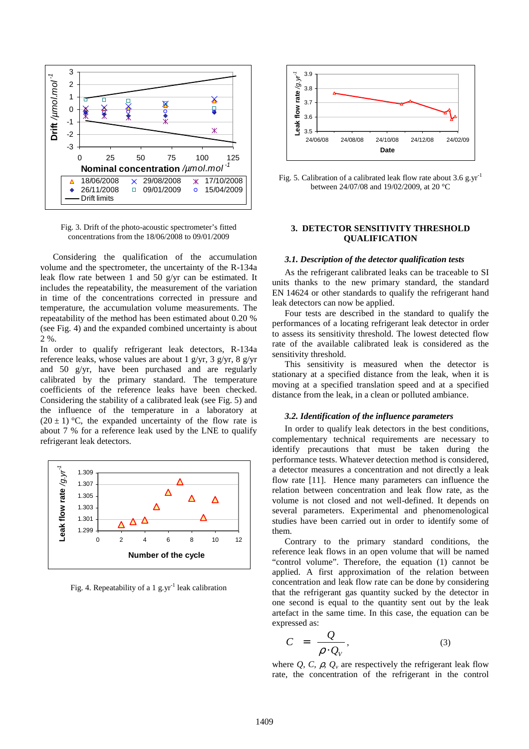Fig. 3. Drift of the photo-acoustic spectrometer's fitted concentrations from the 18/06/2008 to 09/01/2009

Considering the qualification of the accumulation volume and the spectrometer, the uncertainty of the R-134a leak flow rate between 1 and 50 g/yr can be estimated. It includes the repeatability, the measurement of the variation in time of the concentrations corrected in pressure and temperature, the accumulation volume measurements. The repeatability of the method has been estimated about 0.20 % (see Fig. 4) and the expanded combined uncertainty is about 2 %.

In order to qualify refrigerant leak detectors, R-134a reference leaks, whose values are about 1 g/yr, 3 g/yr, 8 g/yr and 50 g/yr, have been purchased and are regularly calibrated by the primary standard. The temperature coefficients of the reference leaks have been checked. Considering the stability of a calibrated leak (see Fig. 5) and the influence of the temperature in a laboratory at (20 ± 1) °C, the expanded uncertainty of the flow rate is about 7 % for a reference leak used by the LNE to qualify refrigerant leak detectors.

Fig. 4. Repeatability of a 1 g.yr[-1] leak calibration

Fig. 5. Calibration of a calibrated leak flow rate about 3.6 g.yr[-1] between 24/07/08 and 19/02/2009, at 20 °C

## 3. DETECTOR SENSITIVITY THRESHOLD QUALIFICATION

### *3.1. Description of the detector qualification tests*

As the refrigerant calibrated leaks can be traceable to SI units thanks to the new primary standard, the standard EN 14624 or other standards to qualify the refrigerant hand leak detectors can now be applied.

Four tests are described in the standard to qualify the performances of a locating refrigerant leak detector in order to assess its sensitivity threshold. The lowest detected flow rate of the available calibrated leak is considered as the sensitivity threshold.

This sensitivity is measured when the detector is stationary at a specified distance from the leak, when it is moving at a specified translation speed and at a specified distance from the leak, in a clean or polluted ambiance.

### *3.2. Identification of the influence parameters*

In order to qualify leak detectors in the best conditions, complementary technical requirements are necessary to identify precautions that must be taken during the performance tests. Whatever detection method is considered, a detector measures a concentration and not directly a leak flow rate [11]. Hence many parameters can influence the relation between concentration and leak flow rate, as the volume is not closed and not well-defined. It depends on several parameters. Experimental and phenomenological studies have been carried out in order to identify some of them.

Contrary to the primary standard conditions, the reference leak flows in an open volume that will be named "control volume". Therefore, the equation (1) cannot be applied. A first approximation of the relation between concentration and leak flow rate can be done by considering that the refrigerant gas quantity sucked by the detector in one second is equal to the quantity sent out by the leak artefact in the same time. In this case, the equation can be expressed as:

$$C = \frac{Q}{\rho \cdot Q_V}, \qquad (3)$$

where $Q$, $C$, $\rho$, $Q_v$ are respectively the refrigerant leak flow rate, the concentration of the refrigerant in the control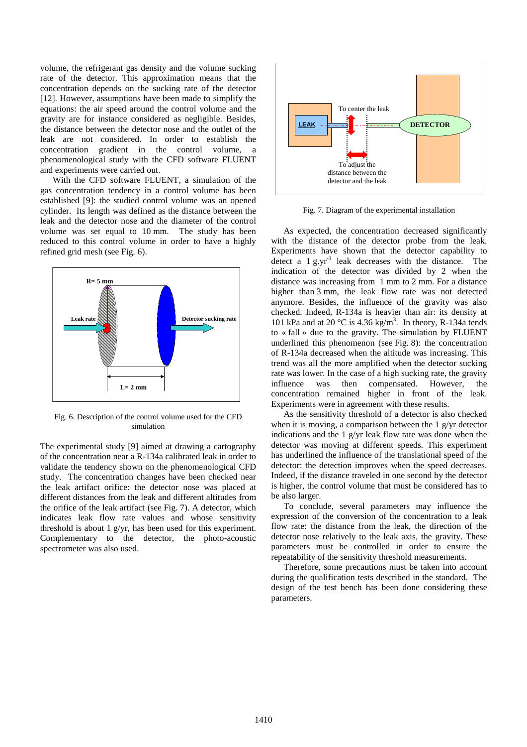volume, the refrigerant gas density and the volume sucking rate of the detector. This approximation means that the concentration depends on the sucking rate of the detector [12]. However, assumptions have been made to simplify the equations: the air speed around the control volume and the gravity are for instance considered as negligible. Besides, the distance between the detector nose and the outlet of the leak are not considered. In order to establish the concentration gradient in the control volume, a phenomenological study with the CFD software FLUENT and experiments were carried out.

With the CFD software FLUENT, a simulation of the gas concentration tendency in a control volume has been established [9]: the studied control volume was an opened cylinder. Its length was defined as the distance between the leak and the detector nose and the diameter of the control volume was set equal to 10 mm. The study has been reduced to this control volume in order to have a highly refined grid mesh (see Fig. 6).

Fig. 6. Description of the control volume used for the CFD simulation

The experimental study [9] aimed at drawing a cartography of the concentration near a R-134a calibrated leak in order to validate the tendency shown on the phenomenological CFD study. The concentration changes have been checked near the leak artifact orifice: the detector nose was placed at different distances from the leak and different altitudes from the orifice of the leak artifact (see Fig. 7). A detector, which indicates leak flow rate values and whose sensitivity threshold is about 1 g/yr, has been used for this experiment. Complementary to the detector, the photo-acoustic spectrometer was also used.

Fig. 7. Diagram of the experimental installation

As expected, the concentration decreased significantly with the distance of the detector probe from the leak. Experiments have shown that the detector capability to detect a 1 $g.yr^{-1}$ leak decreases with the distance. The indication of the detector was divided by 2 when the distance was increasing from 1 mm to 2 mm. For a distance higher than 3 mm, the leak flow rate was not detected anymore. Besides, the influence of the gravity was also checked. Indeed, R-134a is heavier than air: its density at 101 kPa and at 20 °C is 4.36 $kg/m^3$. In theory, R-134a tends to « fall » due to the gravity. The simulation by FLUENT underlined this phenomenon (see Fig. 8): the concentration of R-134a decreased when the altitude was increasing. This trend was all the more amplified when the detector sucking rate was lower. In the case of a high sucking rate, the gravity influence was then compensated. However, the concentration remained higher in front of the leak. Experiments were in agreement with these results.

As the sensitivity threshold of a detector is also checked when it is moving, a comparison between the 1 g/yr detector indications and the 1 g/yr leak flow rate was done when the detector was moving at different speeds. This experiment has underlined the influence of the translational speed of the detector: the detection improves when the speed decreases. Indeed, if the distance traveled in one second by the detector is higher, the control volume that must be considered has to be also larger.

To conclude, several parameters may influence the expression of the conversion of the concentration to a leak flow rate: the distance from the leak, the direction of the detector nose relatively to the leak axis, the gravity. These parameters must be controlled in order to ensure the repeatability of the sensitivity threshold measurements.

Therefore, some precautions must be taken into account during the qualification tests described in the standard. The design of the test bench has been done considering these parameters.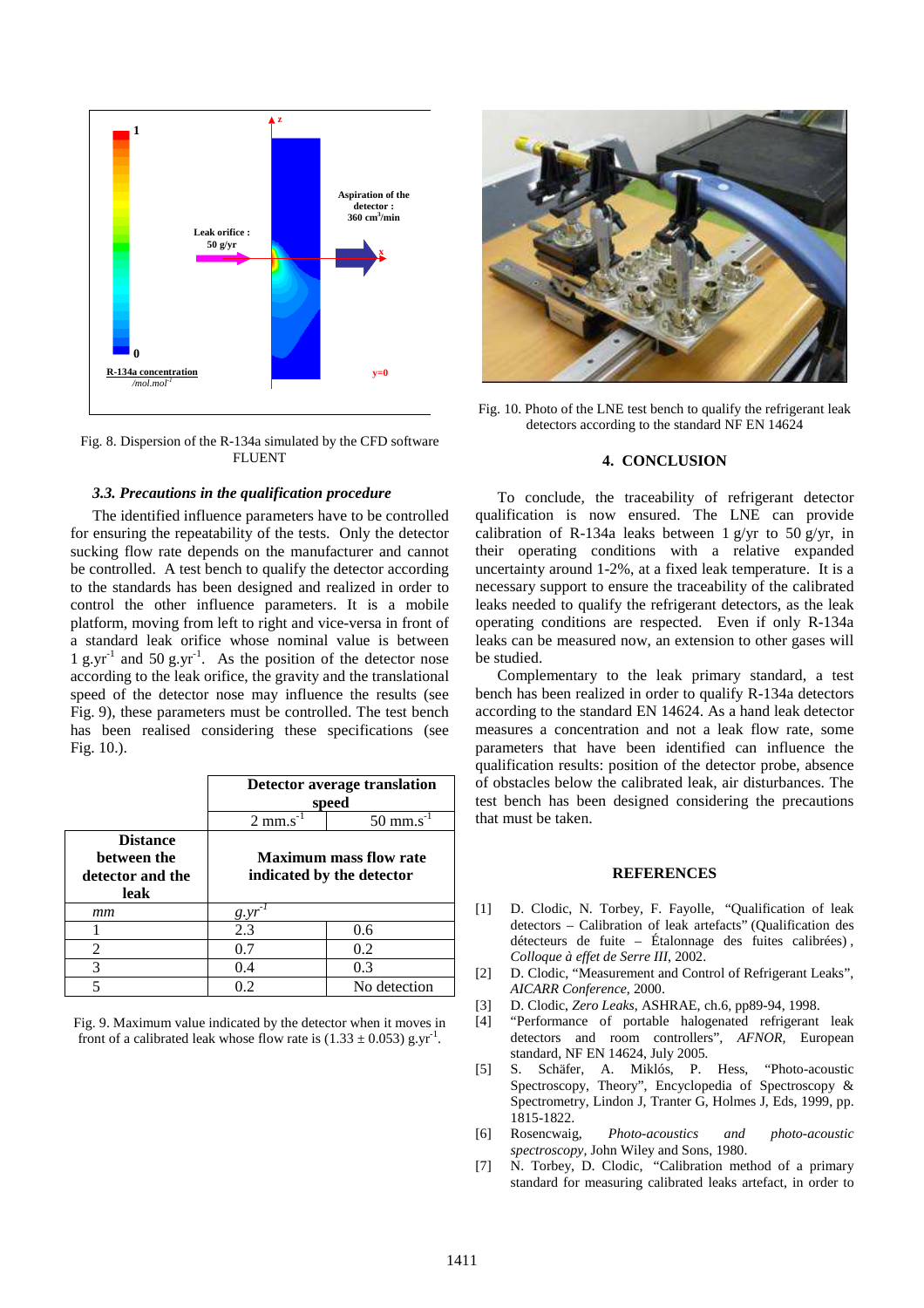Fig. 8. Dispersion of the R-134a simulated by the CFD software FLUENT

### *3.3. Precautions in the qualification procedure*

The identified influence parameters have to be controlled for ensuring the repeatability of the tests. Only the detector sucking flow rate depends on the manufacturer and cannot be controlled. A test bench to qualify the detector according to the standards has been designed and realized in order to control the other influence parameters. It is a mobile platform, moving from left to right and vice-versa in front of a standard leak orifice whose nominal value is between 1 g.yr$^{-1}$ and 50 g.yr$^{-1}$. As the position of the detector nose according to the leak orifice, the gravity and the translational speed of the detector nose may influence the results (see Fig. 9), these parameters must be controlled. The test bench has been realised considering these specifications (see Fig. 10.).

| | **Detector average translation speed** | |
|---|---|---|
| | 2 mm.s$^{-1}$ | 50 mm.s$^{-1}$ |
| **Distance between the detector and the leak** | **Maximum mass flow rate indicated by the detector** | |
| *mm* | *g.yr$^{-1}$* | |
| 1 | 2.3 | 0.6 |
| 2 | 0.7 | 0.2 |
| 3 | 0.4 | 0.3 |
| 5 | 0.2 | No detection |

Fig. 9. Maximum value indicated by the detector when it moves in front of a calibrated leak whose flow rate is (1.33 ± 0.053) g.yr$^{-1}$.

Fig. 10. Photo of the LNE test bench to qualify the refrigerant leak detectors according to the standard NF EN 14624

## 4. CONCLUSION

To conclude, the traceability of refrigerant detector qualification is now ensured. The LNE can provide calibration of R-134a leaks between 1 g/yr to 50 g/yr, in their operating conditions with a relative expanded uncertainty around 1-2%, at a fixed leak temperature. It is a necessary support to ensure the traceability of the calibrated leaks needed to qualify the refrigerant detectors, as the leak operating conditions are respected. Even if only R-134a leaks can be measured now, an extension to other gases will be studied.

Complementary to the leak primary standard, a test bench has been realized in order to qualify R-134a detectors according to the standard EN 14624. As a hand leak detector measures a concentration and not a leak flow rate, some parameters that have been identified can influence the qualification results: position of the detector probe, absence of obstacles below the calibrated leak, air disturbances. The test bench has been designed considering the precautions that must be taken.

## REFERENCES

[1] D. Clodic, N. Torbey, F. Fayolle, "Qualification of leak detectors – Calibration of leak artefacts" (Qualification des détecteurs de fuite – Étalonnage des fuites calibrées), *Colloque à effet de Serre III*, 2002.

[2] D. Clodic, "Measurement and Control of Refrigerant Leaks", *AICARR Conference*, 2000.

[3] D. Clodic, *Zero Leaks*, ASHRAE, ch.6, pp89-94, 1998.

[4] "Performance of portable halogenated refrigerant leak detectors and room controllers", *AFNOR*, European standard, NF EN 14624, July 2005.

[5] S. Schäfer, A. Miklós, P. Hess, "Photo-acoustic Spectroscopy, Theory", Encyclopedia of Spectroscopy & Spectrometry, Lindon J, Tranter G, Holmes J, Eds, 1999, pp. 1815-1822.

[6] Rosencwaig, *Photo-acoustics and photo-acoustic spectroscopy*, John Wiley and Sons, 1980.

[7] N. Torbey, D. Clodic, "Calibration method of a primary standard for measuring calibrated leaks artefact, in order to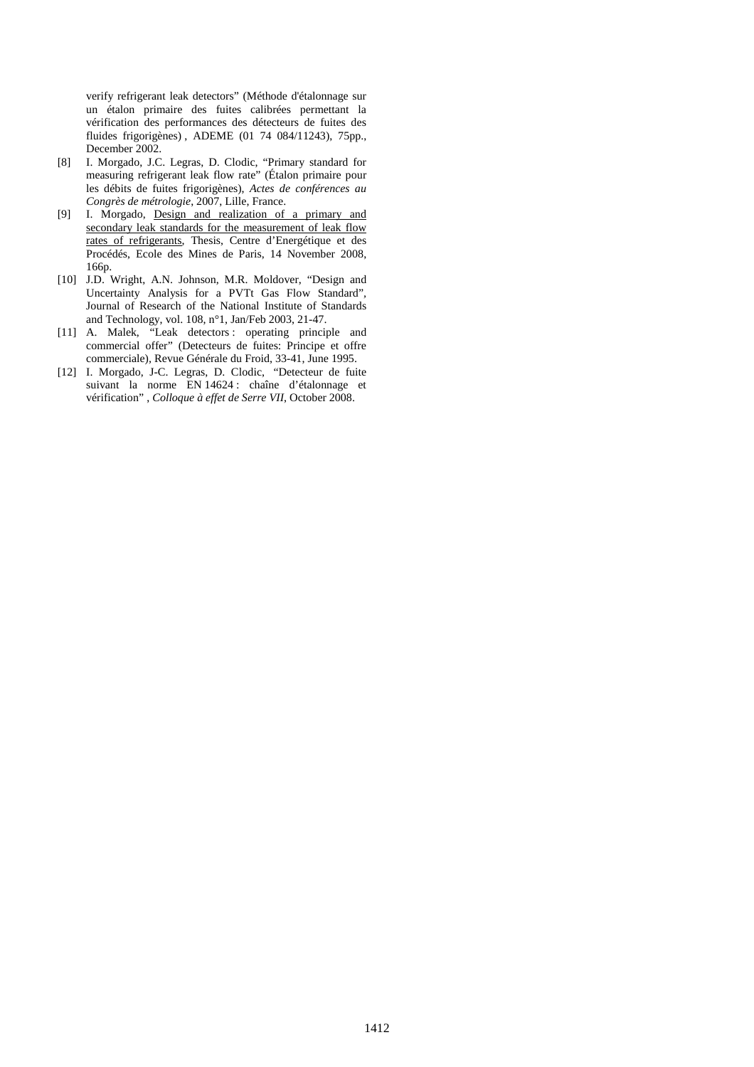verify refrigerant leak detectors" (Méthode d'étalonnage sur un étalon primaire des fuites calibrées permettant la vérification des performances des détecteurs de fuites des fluides frigorigènes) , ADEME (01 74 084/11243), 75pp., December 2002.

[8] I. Morgado, J.C. Legras, D. Clodic, "Primary standard for measuring refrigerant leak flow rate" (Étalon primaire pour les débits de fuites frigorigènes), *Actes de conférences au Congrès de métrologie*, 2007, Lille, France.

[9] I. Morgado, Design and realization of a primary and secondary leak standards for the measurement of leak flow rates of refrigerants, Thesis, Centre d'Energétique et des Procédés, Ecole des Mines de Paris, 14 November 2008, 166p.

[10] J.D. Wright, A.N. Johnson, M.R. Moldover, "Design and Uncertainty Analysis for a PVTt Gas Flow Standard", Journal of Research of the National Institute of Standards and Technology, vol. 108, n°1, Jan/Feb 2003, 21-47.

[11] A. Malek, "Leak detectors : operating principle and commercial offer" (Detecteurs de fuites: Principe et offre commerciale), Revue Générale du Froid, 33-41, June 1995.

[12] I. Morgado, J-C. Legras, D. Clodic, "Detecteur de fuite suivant la norme EN 14624 : chaîne d'étalonnage et vérification" , *Colloque à effet de Serre VII*, October 2008.